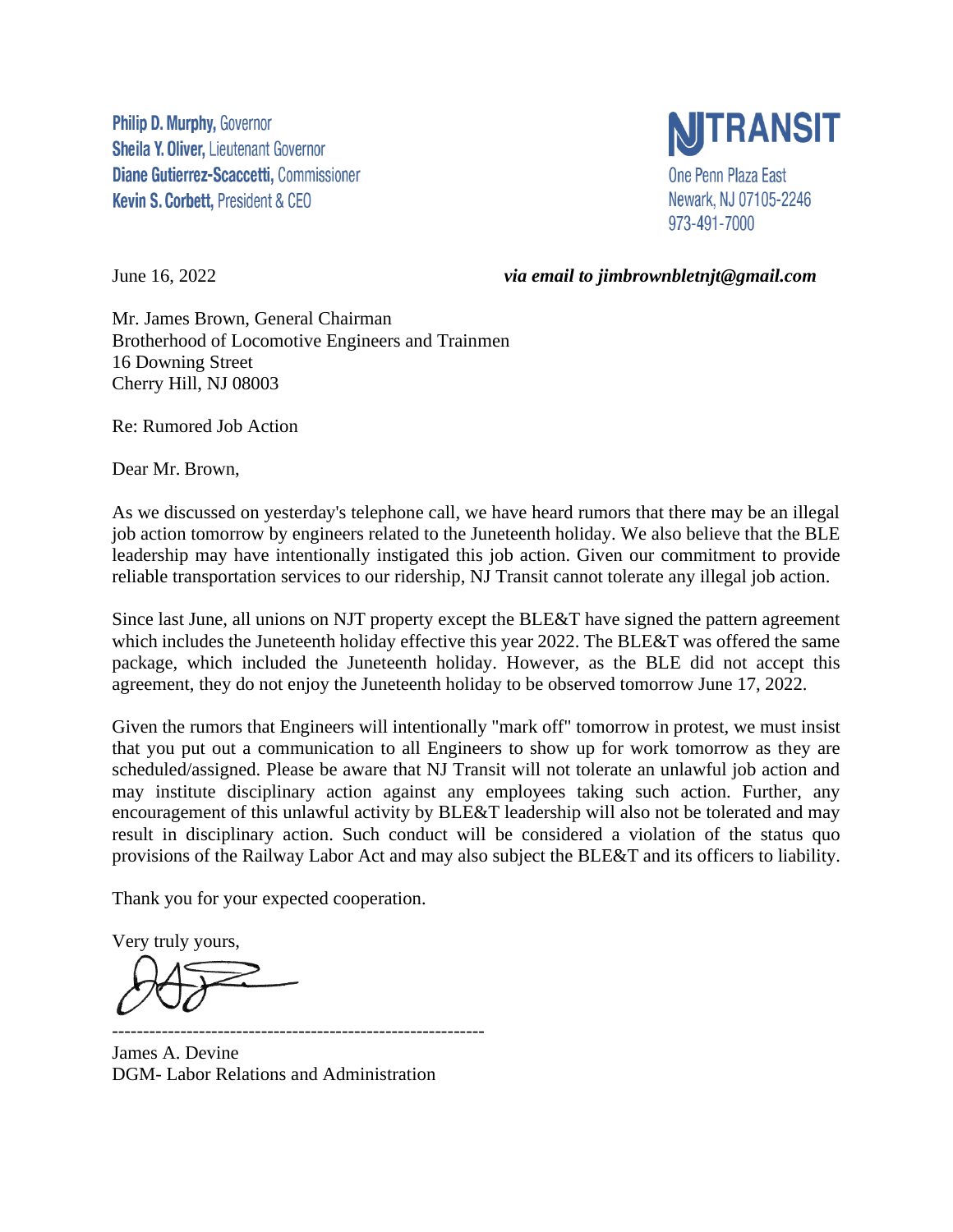**Philip D. Murphy,** Governor
**Sheila Y. Oliver,** Lieutenant Governor
**Diane Gutierrez-Scaccetti,** Commissioner
**Kevin S. Corbett,** President & CEO

**NJ TRANSIT**
One Penn Plaza East
Newark, NJ 07105-2246
973-491-7000

June 16, 2022 ***via email to jimbrownbletnjt@gmail.com***

Mr. James Brown, General Chairman
Brotherhood of Locomotive Engineers and Trainmen
16 Downing Street
Cherry Hill, NJ 08003

Re: Rumored Job Action

Dear Mr. Brown,

As we discussed on yesterday's telephone call, we have heard rumors that there may be an illegal job action tomorrow by engineers related to the Juneteenth holiday. We also believe that the BLE leadership may have intentionally instigated this job action. Given our commitment to provide reliable transportation services to our ridership, NJ Transit cannot tolerate any illegal job action.

Since last June, all unions on NJT property except the BLE&T have signed the pattern agreement which includes the Juneteenth holiday effective this year 2022. The BLE&T was offered the same package, which included the Juneteenth holiday. However, as the BLE did not accept this agreement, they do not enjoy the Juneteenth holiday to be observed tomorrow June 17, 2022.

Given the rumors that Engineers will intentionally "mark off" tomorrow in protest, we must insist that you put out a communication to all Engineers to show up for work tomorrow as they are scheduled/assigned. Please be aware that NJ Transit will not tolerate an unlawful job action and may institute disciplinary action against any employees taking such action. Further, any encouragement of this unlawful activity by BLE&T leadership will also not be tolerated and may result in disciplinary action. Such conduct will be considered a violation of the status quo provisions of the Railway Labor Act and may also subject the BLE&T and its officers to liability.

Thank you for your expected cooperation.

Very truly yours,

------------------------------------------------------------

James A. Devine
DGM- Labor Relations and Administration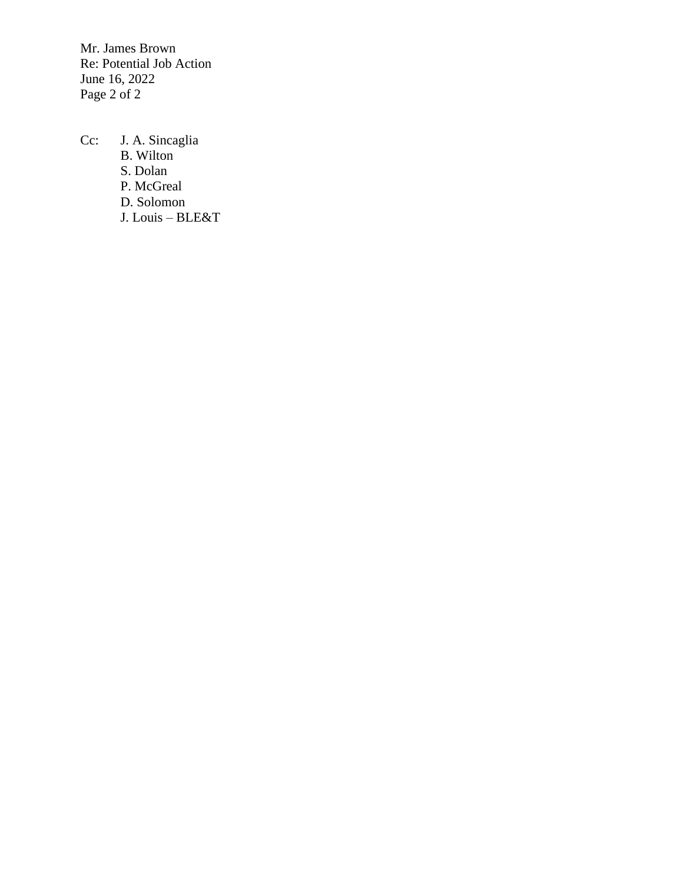Cc: J. A. Sincaglia
B. Wilton
S. Dolan
P. McGreal
D. Solomon
J. Louis – BLE&T